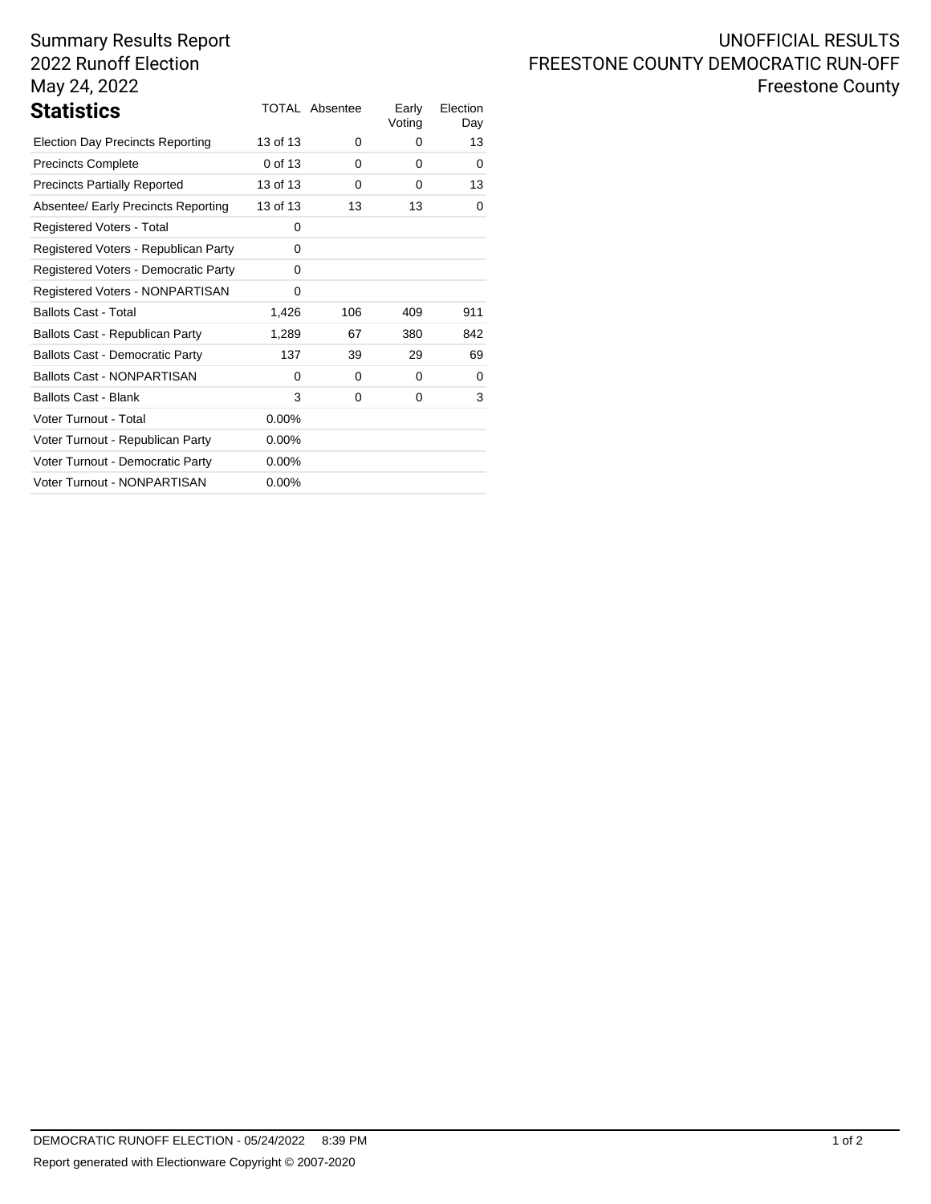Summary Results Report
2022 Runoff Election
May 24, 2022

UNOFFICIAL RESULTS
FREESTONE COUNTY DEMOCRATIC RUN-OFF
Freestone County

## Statistics

| | TOTAL | Absentee | Early Voting | Election Day |
|---|---|---|---|---|
| Election Day Precincts Reporting | 13 of 13 | 0 | 0 | 13 |
| Precincts Complete | 0 of 13 | 0 | 0 | 0 |
| Precincts Partially Reported | 13 of 13 | 0 | 0 | 13 |
| Absentee/ Early Precincts Reporting | 13 of 13 | 13 | 13 | 0 |
| Registered Voters - Total | 0 | | | |
| Registered Voters - Republican Party | 0 | | | |
| Registered Voters - Democratic Party | 0 | | | |
| Registered Voters - NONPARTISAN | 0 | | | |
| Ballots Cast - Total | 1,426 | 106 | 409 | 911 |
| Ballots Cast - Republican Party | 1,289 | 67 | 380 | 842 |
| Ballots Cast - Democratic Party | 137 | 39 | 29 | 69 |
| Ballots Cast - NONPARTISAN | 0 | 0 | 0 | 0 |
| Ballots Cast - Blank | 3 | 0 | 0 | 3 |
| Voter Turnout - Total | 0.00% | | | |
| Voter Turnout - Republican Party | 0.00% | | | |
| Voter Turnout - Democratic Party | 0.00% | | | |
| Voter Turnout - NONPARTISAN | 0.00% | | | |

DEMOCRATIC RUNOFF ELECTION - 05/24/2022 8:39 PM

Report generated with Electionware Copyright © 2007-2020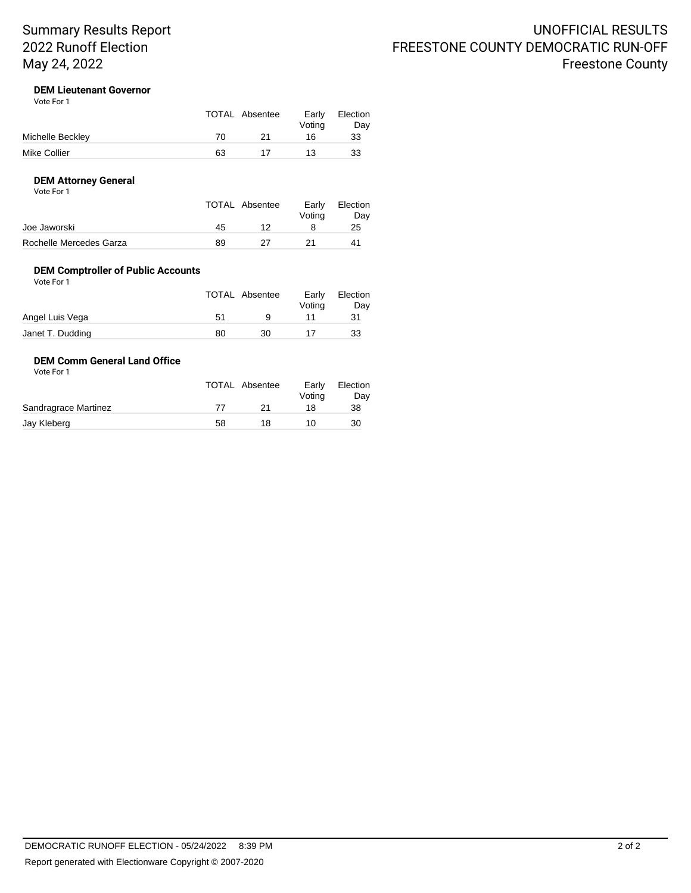Summary Results Report
2022 Runoff Election
May 24, 2022

UNOFFICIAL RESULTS
FREESTONE COUNTY DEMOCRATIC RUN-OFF
Freestone County

### DEM Lieutenant Governor

Vote For 1

| | TOTAL | Absentee | Early Voting | Election Day |
|---|---|---|---|---|
| Michelle Beckley | 70 | 21 | 16 | 33 |
| Mike Collier | 63 | 17 | 13 | 33 |

### DEM Attorney General

Vote For 1

| | TOTAL | Absentee | Early Voting | Election Day |
|---|---|---|---|---|
| Joe Jaworski | 45 | 12 | 8 | 25 |
| Rochelle Mercedes Garza | 89 | 27 | 21 | 41 |

### DEM Comptroller of Public Accounts

Vote For 1

| | TOTAL | Absentee | Early Voting | Election Day |
|---|---|---|---|---|
| Angel Luis Vega | 51 | 9 | 11 | 31 |
| Janet T. Dudding | 80 | 30 | 17 | 33 |

### DEM Comm General Land Office

Vote For 1

| | TOTAL | Absentee | Early Voting | Election Day |
|---|---|---|---|---|
| Sandragrace Martinez | 77 | 21 | 18 | 38 |
| Jay Kleberg | 58 | 18 | 10 | 30 |

DEMOCRATIC RUNOFF ELECTION - 05/24/2022 8:39 PM

Report generated with Electionware Copyright © 2007-2020